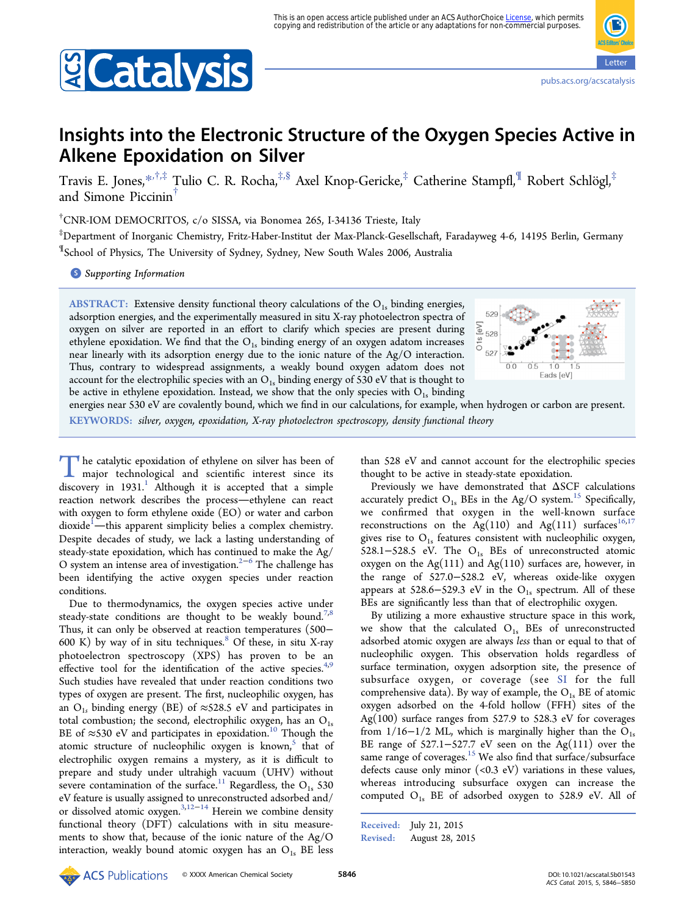This is an open access article published under an ACS AuthorChoice License, which permits copying and redistribution of the article or any adaptations for non-commercial purposes.

# Insights into the Electronic Structure of the Oxygen Species Active in Alkene Epoxidation on Silver

Travis E. Jones,*[,†,‡] Tulio C. R. Rocha,[‡,§] Axel Knop-Gericke,[‡] Catherine Stampfl,[¶] Robert Schlögl,[‡] and Simone Piccinin[†]

[†]CNR-IOM DEMOCRITOS, c/o SISSA, via Bonomea 265, I-34136 Trieste, Italy

[‡]Department of Inorganic Chemistry, Fritz-Haber-Institut der Max-Planck-Gesellschaft, Faradayweg 4-6, 14195 Berlin, Germany

[¶]School of Physics, The University of Sydney, Sydney, New South Wales 2006, Australia

Supporting Information

**ABSTRACT:** Extensive density functional theory calculations of the $O_{1s}$ binding energies, adsorption energies, and the experimentally measured in situ X-ray photoelectron spectra of oxygen on silver are reported in an effort to clarify which species are present during ethylene epoxidation. We find that the $O_{1s}$ binding energy of an oxygen adatom increases near linearly with its adsorption energy due to the ionic nature of the Ag/O interaction. Thus, contrary to widespread assignments, a weakly bound oxygen adatom does not account for the electrophilic species with an $O_{1s}$ binding energy of 530 eV that is thought to be active in ethylene epoxidation. Instead, we show that the only species with $O_{1s}$ binding energies near 530 eV are covalently bound, which we find in our calculations, for example, when hydrogen or carbon are present.

**KEYWORDS:** *silver, oxygen, epoxidation, X-ray photoelectron spectroscopy, density functional theory*

The catalytic epoxidation of ethylene on silver has been of major technological and scientific interest since its discovery in 1931.[1] Although it is accepted that a simple reaction network describes the process—ethylene can react with oxygen to form ethylene oxide (EO) or water and carbon dioxide[1]—this apparent simplicity belies a complex chemistry. Despite decades of study, we lack a lasting understanding of steady-state epoxidation, which has continued to make the Ag/O system an intense area of investigation.[2−6] The challenge has been identifying the active oxygen species under reaction conditions.

Due to thermodynamics, the oxygen species active under steady-state conditions are thought to be weakly bound.[7,8] Thus, it can only be observed at reaction temperatures (500–600 K) by way of in situ techniques.[8] Of these, in situ X-ray photoelectron spectroscopy (XPS) has proven to be an effective tool for the identification of the active species.[4,9] Such studies have revealed that under reaction conditions two types of oxygen are present. The first, nucleophilic oxygen, has an $O_{1s}$ binding energy (BE) of ≈528.5 eV and participates in total combustion; the second, electrophilic oxygen, has an $O_{1s}$ BE of ≈530 eV and participates in epoxidation.[10] Though the atomic structure of nucleophilic oxygen is known,[5] that of electrophilic oxygen remains a mystery, as it is difficult to prepare and study under ultrahigh vacuum (UHV) without severe contamination of the surface.[11] Regardless, the $O_{1s}$ 530 eV feature is usually assigned to unreconstructed adsorbed and/or dissolved atomic oxygen.[3,12−14] Herein we combine density functional theory (DFT) calculations with in situ measurements to show that, because of the ionic nature of the Ag/O interaction, weakly bound atomic oxygen has an $O_{1s}$ BE less than 528 eV and cannot account for the electrophilic species thought to be active in steady-state epoxidation.

Previously we have demonstrated that ΔSCF calculations accurately predict $O_{1s}$ BEs in the Ag/O system.[15] Specifically, we confirmed that oxygen in the well-known surface reconstructions on the Ag(110) and Ag(111) surfaces[16,17] gives rise to $O_{1s}$ features consistent with nucleophilic oxygen, 528.1–528.5 eV. The $O_{1s}$ BEs of unreconstructed atomic oxygen on the Ag(111) and Ag(110) surfaces are, however, in the range of 527.0–528.2 eV, whereas oxide-like oxygen appears at 528.6–529.3 eV in the $O_{1s}$ spectrum. All of these BEs are significantly less than that of electrophilic oxygen.

By utilizing a more exhaustive structure space in this work, we show that the calculated $O_{1s}$ BEs of unreconstructed adsorbed atomic oxygen are always *less* than or equal to that of nucleophilic oxygen. This observation holds regardless of surface termination, oxygen adsorption site, the presence of subsurface oxygen, or coverage (see SI for the full comprehensive data). By way of example, the $O_{1s}$ BE of atomic oxygen adsorbed on the 4-fold hollow (FFH) sites of the Ag(100) surface ranges from 527.9 to 528.3 eV for coverages from 1/16–1/2 ML, which is marginally higher than the $O_{1s}$ BE range of 527.1–527.7 eV seen on the Ag(111) over the same range of coverages.[15] We also find that surface/subsurface defects cause only minor (<0.3 eV) variations in these values, whereas introducing subsurface oxygen can increase the computed $O_{1s}$ BE of adsorbed oxygen to 528.9 eV. All of

Received: July 21, 2015
Revised: August 28, 2015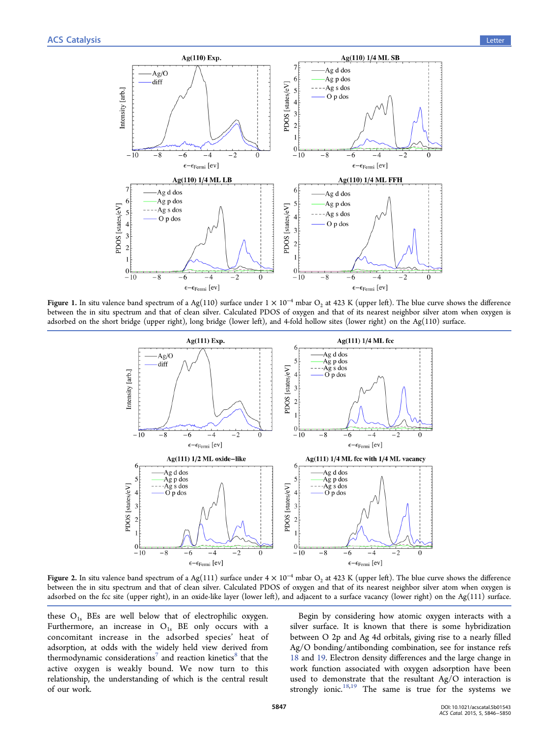Ag(110) Exp.

Ag/O
diff

Intensity [arb.]

−10 −8 −6 −4 −2 0

$\epsilon-\epsilon_{\text{Fermi}}$ [ev]

Ag(110) 1/4 ML SB

Ag d dos
Ag p dos
Ag s dos
O p dos

PDOS [states/eV]

0 1 2 3 4 5 6 7

−10 −8 −6 −4 −2 0

$\epsilon-\epsilon_{\text{Fermi}}$ [ev]

Ag(110) 1/4 ML LB

Ag d dos
Ag p dos
Ag s dos
O p dos

PDOS [states/eV]

0 1 2 3 4 5 6 7

−10 −8 −6 −4 −2 0

$\epsilon-\epsilon_{\text{Fermi}}$ [ev]

Ag(110) 1/4 ML FFH

Ag d dos
Ag p dos
Ag s dos
O p dos

PDOS [states/eV]

0 1 2 3 4 5 6

−10 −8 −6 −4 −2 0

$\epsilon-\epsilon_{\text{Fermi}}$ [ev]

**Figure 1.** In situ valence band spectrum of a Ag(110) surface under $1 \times 10^{-4}$ mbar $O_2$ at 423 K (upper left). The blue curve shows the difference between the in situ spectrum and that of clean silver. Calculated PDOS of oxygen and that of its nearest neighbor silver atom when oxygen is adsorbed on the short bridge (upper right), long bridge (lower left), and 4-fold hollow sites (lower right) on the Ag(110) surface.

Ag(111) Exp.

Ag/O
diff

Intensity [arb.]

−10 −8 −6 −4 −2 0

$\epsilon-\epsilon_{\text{Fermi}}$ [ev]

Ag(111) 1/4 ML fcc

Ag d dos
Ag p dos
Ag s dos
O p dos

PDOS [states/eV]

0 1 2 3 4 5 6

−10 −8 −6 −4 −2 0

$\epsilon-\epsilon_{\text{Fermi}}$ [ev]

Ag(111) 1/2 ML oxide−like

Ag d dos
Ag p dos
Ag s dos
O p dos

PDOS [states/eV]

0 1 2 3 4 5 6

−10 −8 −6 −4 −2 0

$\epsilon-\epsilon_{\text{Fermi}}$ [ev]

Ag(111) 1/4 ML fcc with 1/4 ML vacancy

Ag d dos
Ag p dos
Ag s dos
O p dos

PDOS [states/eV]

0 1 2 3 4 5 6

−10 −8 −6 −4 −2 0

$\epsilon-\epsilon_{\text{Fermi}}$ [ev]

**Figure 2.** In situ valence band spectrum of a Ag(111) surface under $4 \times 10^{-4}$ mbar $O_2$ at 423 K (upper left). The blue curve shows the difference between the in situ spectrum and that of clean silver. Calculated PDOS of oxygen and that of its nearest neighbor silver atom when oxygen is adsorbed on the fcc site (upper right), in an oxide-like layer (lower left), and adjacent to a surface vacancy (lower right) on the Ag(111) surface.

these $O_{1s}$ BEs are well below that of electrophilic oxygen. Furthermore, an increase in $O_{1s}$ BE only occurs with a concomitant increase in the adsorbed species' heat of adsorption, at odds with the widely held view derived from thermodynamic considerations[7] and reaction kinetics[8] that the active oxygen is weakly bound. We now turn to this relationship, the understanding of which is the central result of our work.

Begin by considering how atomic oxygen interacts with a silver surface. It is known that there is some hybridization between O 2p and Ag 4d orbitals, giving rise to a nearly filled Ag/O bonding/antibonding combination, see for instance refs 18 and 19. Electron density differences and the large change in work function associated with oxygen adsorption have been used to demonstrate that the resultant Ag/O interaction is strongly ionic.[18,19] The same is true for the systems we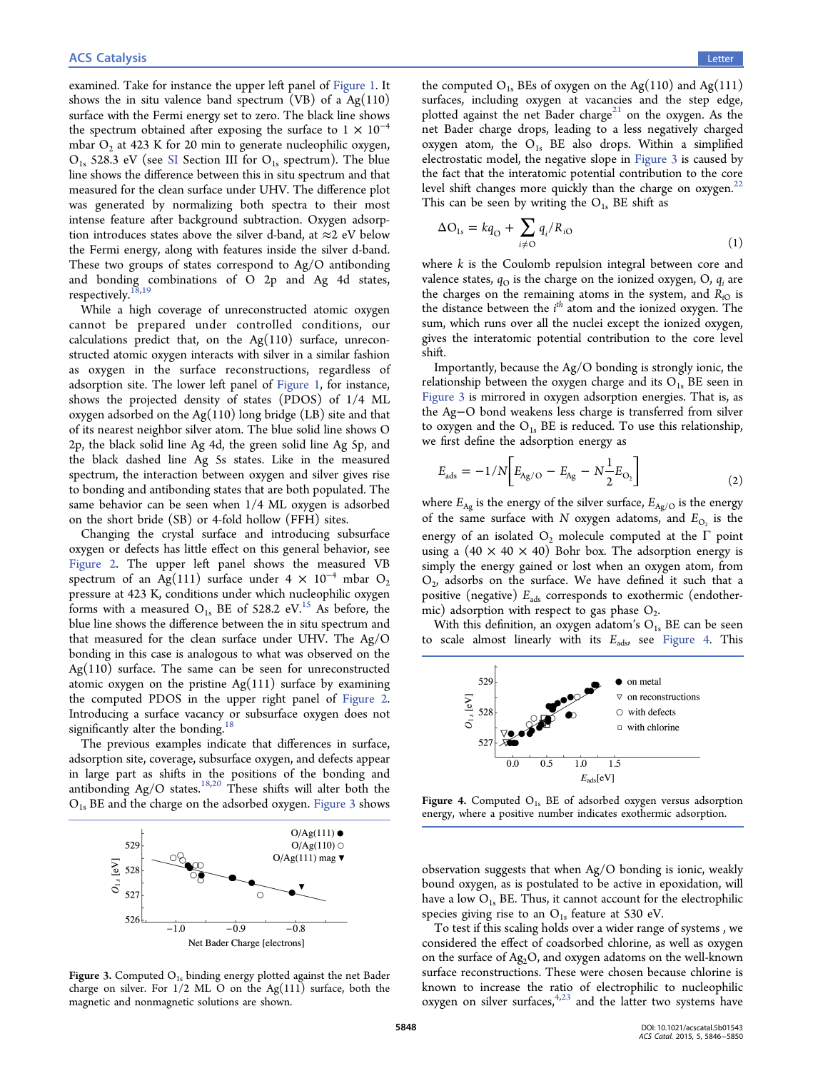examined. Take for instance the upper left panel of Figure 1. It shows the in situ valence band spectrum (VB) of a Ag(110) surface with the Fermi energy set to zero. The black line shows the spectrum obtained after exposing the surface to $1 \times 10^{-4}$ mbar $O_2$ at 423 K for 20 min to generate nucleophilic oxygen, $O_{1s}$ 528.3 eV (see SI Section III for $O_{1s}$ spectrum). The blue line shows the difference between this in situ spectrum and that measured for the clean surface under UHV. The difference plot was generated by normalizing both spectra to their most intense feature after background subtraction. Oxygen adsorption introduces states above the silver d-band, at ≈2 eV below the Fermi energy, along with features inside the silver d-band. These two groups of states correspond to Ag/O antibonding and bonding combinations of O 2p and Ag 4d states, respectively.[18,19]

While a high coverage of unreconstructed atomic oxygen cannot be prepared under controlled conditions, our calculations predict that, on the Ag(110) surface, unreconstructed atomic oxygen interacts with silver in a similar fashion as oxygen in the surface reconstructions, regardless of adsorption site. The lower left panel of Figure 1, for instance, shows the projected density of states (PDOS) of 1/4 ML oxygen adsorbed on the Ag(110) long bridge (LB) site and that of its nearest neighbor silver atom. The blue solid line shows O 2p, the black solid line Ag 4d, the green solid line Ag 5p, and the black dashed line Ag 5s states. Like in the measured spectrum, the interaction between oxygen and silver gives rise to bonding and antibonding states that are both populated. The same behavior can be seen when 1/4 ML oxygen is adsorbed on the short bride (SB) or 4-fold hollow (FFH) sites.

Changing the crystal surface and introducing subsurface oxygen or defects has little effect on this general behavior, see Figure 2. The upper left panel shows the measured VB spectrum of an Ag(111) surface under $4 \times 10^{-4}$ mbar $O_2$ pressure at 423 K, conditions under which nucleophilic oxygen forms with a measured $O_{1s}$ BE of 528.2 eV.[15] As before, the blue line shows the difference between the in situ spectrum and that measured for the clean surface under UHV. The Ag/O bonding in this case is analogous to what was observed on the Ag(110) surface. The same can be seen for unreconstructed atomic oxygen on the pristine Ag(111) surface by examining the computed PDOS in the upper right panel of Figure 2. Introducing a surface vacancy or subsurface oxygen does not significantly alter the bonding.[18]

The previous examples indicate that differences in surface, adsorption site, coverage, subsurface oxygen, and defects appear in large part as shifts in the positions of the bonding and antibonding Ag/O states.[18,20] These shifts will alter both the $O_{1s}$ BE and the charge on the adsorbed oxygen. Figure 3 shows

529
528
527
526
$O_{1s}$ [eV]
−1.0
−0.9
−0.8
Net Bader Charge [electrons]
O/Ag(111) ●
O/Ag(110) ○
O/Ag(111) mag ▼

Figure 3. Computed $O_{1s}$ binding energy plotted against the net Bader charge on silver. For 1/2 ML O on the Ag(111) surface, both the magnetic and nonmagnetic solutions are shown.

the computed $O_{1s}$ BEs of oxygen on the Ag(110) and Ag(111) surfaces, including oxygen at vacancies and the step edge, plotted against the net Bader charge[21] on the oxygen. As the net Bader charge drops, leading to a less negatively charged oxygen atom, the $O_{1s}$ BE also drops. Within a simplified electrostatic model, the negative slope in Figure 3 is caused by the fact that the interatomic potential contribution to the core level shift changes more quickly than the charge on oxygen.[22] This can be seen by writing the $O_{1s}$ BE shift as

$$\Delta O_{1s} = kq_O + \sum_{i \neq O} q_i / R_{iO} \tag{1}$$

where $k$ is the Coulomb repulsion integral between core and valence states, $q_O$ is the charge on the ionized oxygen, O, $q_i$ are the charges on the remaining atoms in the system, and $R_{iO}$ is the distance between the $i^{th}$ atom and the ionized oxygen. The sum, which runs over all the nuclei except the ionized oxygen, gives the interatomic potential contribution to the core level shift.

Importantly, because the Ag/O bonding is strongly ionic, the relationship between the oxygen charge and its $O_{1s}$ BE seen in Figure 3 is mirrored in oxygen adsorption energies. That is, as the Ag−O bond weakens less charge is transferred from silver to oxygen and the $O_{1s}$ BE is reduced. To use this relationship, we first define the adsorption energy as

$$E_{ads} = -1/N\left[E_{Ag/O} - E_{Ag} - N\frac{1}{2}E_{O_2}\right] \tag{2}$$

where $E_{Ag}$ is the energy of the silver surface, $E_{Ag/O}$ is the energy of the same surface with $N$ oxygen adatoms, and $E_{O_2}$ is the energy of an isolated $O_2$ molecule computed at the Γ point using a (40 × 40 × 40) Bohr box. The adsorption energy is simply the energy gained or lost when an oxygen atom, from $O_2$, adsorbs on the surface. We have defined it such that a positive (negative) $E_{ads}$ corresponds to exothermic (endothermic) adsorption with respect to gas phase $O_2$.

With this definition, an oxygen adatom's $O_{1s}$ BE can be seen to scale almost linearly with its $E_{ads}$, see Figure 4. This

529
528
527
$O_{1s}$ [eV]
0.0
0.5
1.0
1.5
$E_{ads}$[eV]
● on metal
▽ on reconstructions
○ with defects
□ with chlorine

Figure 4. Computed $O_{1s}$ BE of adsorbed oxygen versus adsorption energy, where a positive number indicates exothermic adsorption.

observation suggests that when Ag/O bonding is ionic, weakly bound oxygen, as is postulated to be active in epoxidation, will have a low $O_{1s}$ BE. Thus, it cannot account for the electrophilic species giving rise to an $O_{1s}$ feature at 530 eV.

To test if this scaling holds over a wider range of systems , we considered the effect of coadsorbed chlorine, as well as oxygen on the surface of $Ag_2O$, and oxygen adatoms on the well-known surface reconstructions. These were chosen because chlorine is known to increase the ratio of electrophilic to nucleophilic oxygen on silver surfaces,[4,23] and the latter two systems have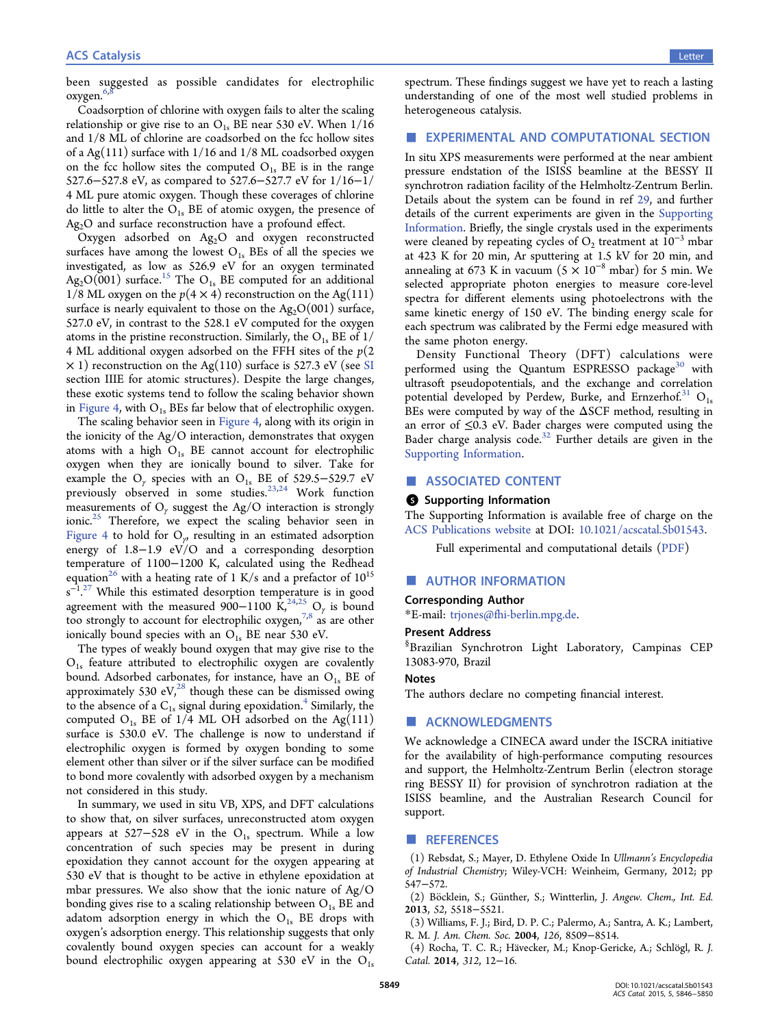been suggested as possible candidates for electrophilic oxygen.[6,8]

Coadsorption of chlorine with oxygen fails to alter the scaling relationship or give rise to an $O_{1s}$ BE near 530 eV. When 1/16 and 1/8 ML of chlorine are coadsorbed on the fcc hollow sites of a Ag(111) surface with 1/16 and 1/8 ML coadsorbed oxygen on the fcc hollow sites the computed $O_{1s}$ BE is in the range 527.6−527.8 eV, as compared to 527.6−527.7 eV for 1/16−1/4 ML pure atomic oxygen. Though these coverages of chlorine do little to alter the $O_{1s}$ BE of atomic oxygen, the presence of $Ag_2O$ and surface reconstruction have a profound effect.

Oxygen adsorbed on $Ag_2O$ and oxygen reconstructed surfaces have among the lowest $O_{1s}$ BEs of all the species we investigated, as low as 526.9 eV for an oxygen terminated $Ag_2O(001)$ surface.[15] The $O_{1s}$ BE computed for an additional 1/8 ML oxygen on the $p(4 \times 4)$ reconstruction on the Ag(111) surface is nearly equivalent to those on the $Ag_2O(001)$ surface, 527.0 eV, in contrast to the 528.1 eV computed for the oxygen atoms in the pristine reconstruction. Similarly, the $O_{1s}$ BE of 1/4 ML additional oxygen adsorbed on the FFH sites of the $p(2 \times 1)$ reconstruction on the Ag(110) surface is 527.3 eV (see SI section IIIE for atomic structures). Despite the large changes, these exotic systems tend to follow the scaling behavior shown in Figure 4, with $O_{1s}$ BEs far below that of electrophilic oxygen.

The scaling behavior seen in Figure 4, along with its origin in the ionicity of the Ag/O interaction, demonstrates that oxygen atoms with a high $O_{1s}$ BE cannot account for electrophilic oxygen when they are ionically bound to silver. Take for example the $O_\gamma$ species with an $O_{1s}$ BE of 529.5−529.7 eV previously observed in some studies.[23,24] Work function measurements of $O_\gamma$ suggest the Ag/O interaction is strongly ionic.[25] Therefore, we expect the scaling behavior seen in Figure 4 to hold for $O_\gamma$, resulting in an estimated adsorption energy of 1.8−1.9 eV/O and a corresponding desorption temperature of 1100−1200 K, calculated using the Redhead equation[26] with a heating rate of 1 K/s and a prefactor of $10^{15}$ $s^{-1}$.[27] While this estimated desorption temperature is in good agreement with the measured 900−1100 K,[24,25] $O_\gamma$ is bound too strongly to account for electrophilic oxygen,[7,8] as are other ionically bound species with an $O_{1s}$ BE near 530 eV.

The types of weakly bound oxygen that may give rise to the $O_{1s}$ feature attributed to electrophilic oxygen are covalently bound. Adsorbed carbonates, for instance, have an $O_{1s}$ BE of approximately 530 eV,[28] though these can be dismissed owing to the absence of a $C_{1s}$ signal during epoxidation.[4] Similarly, the computed $O_{1s}$ BE of 1/4 ML OH adsorbed on the Ag(111) surface is 530.0 eV. The challenge is now to understand if electrophilic oxygen is formed by oxygen bonding to some element other than silver or if the silver surface can be modified to bond more covalently with adsorbed oxygen by a mechanism not considered in this study.

In summary, we used in situ VB, XPS, and DFT calculations to show that, on silver surfaces, unreconstructed atom oxygen appears at 527−528 eV in the $O_{1s}$ spectrum. While a low concentration of such species may be present in during epoxidation they cannot account for the oxygen appearing at 530 eV that is thought to be active in ethylene epoxidation at mbar pressures. We also show that the ionic nature of Ag/O bonding gives rise to a scaling relationship between $O_{1s}$ BE and adatom adsorption energy in which the $O_{1s}$ BE drops with oxygen's adsorption energy. This relationship suggests that only covalently bound oxygen species can account for a weakly bound electrophilic oxygen appearing at 530 eV in the $O_{1s}$ spectrum. These findings suggest we have yet to reach a lasting understanding of one of the most well studied problems in heterogeneous catalysis.

## EXPERIMENTAL AND COMPUTATIONAL SECTION

In situ XPS measurements were performed at the near ambient pressure endstation of the ISISS beamline at the BESSY II synchrotron radiation facility of the Helmholtz-Zentrum Berlin. Details about the system can be found in ref 29, and further details of the current experiments are given in the Supporting Information. Briefly, the single crystals used in the experiments were cleaned by repeating cycles of $O_2$ treatment at $10^{-3}$ mbar at 423 K for 20 min, Ar sputtering at 1.5 kV for 20 min, and annealing at 673 K in vacuum ($5 \times 10^{-8}$ mbar) for 5 min. We selected appropriate photon energies to measure core-level spectra for different elements using photoelectrons with the same kinetic energy of 150 eV. The binding energy scale for each spectrum was calibrated by the Fermi edge measured with the same photon energy.

Density Functional Theory (DFT) calculations were performed using the Quantum ESPRESSO package[30] with ultrasoft pseudopotentials, and the exchange and correlation potential developed by Perdew, Burke, and Ernzerhof.[31] $O_{1s}$ BEs were computed by way of the ΔSCF method, resulting in an error of ≤0.3 eV. Bader charges were computed using the Bader charge analysis code.[32] Further details are given in the Supporting Information.

## ASSOCIATED CONTENT

### Supporting Information

The Supporting Information is available free of charge on the ACS Publications website at DOI: 10.1021/acscatal.5b01543.

Full experimental and computational details (PDF)

## AUTHOR INFORMATION

### Corresponding Author

*E-mail: trjones@fhi-berlin.mpg.de.

### Present Address

[§]Brazilian Synchrotron Light Laboratory, Campinas CEP 13083-970, Brazil

### Notes

The authors declare no competing financial interest.

## ACKNOWLEDGMENTS

We acknowledge a CINECA award under the ISCRA initiative for the availability of high-performance computing resources and support, the Helmholtz-Zentrum Berlin (electron storage ring BESSY II) for provision of synchrotron radiation at the ISISS beamline, and the Australian Research Council for support.

## REFERENCES

(1) Rebsdat, S.; Mayer, D. Ethylene Oxide In *Ullmann's Encyclopedia of Industrial Chemistry*; Wiley-VCH: Weinheim, Germany, 2012; pp 547−572.

(2) Böcklein, S.; Günther, S.; Wintterlin, J. *Angew. Chem., Int. Ed.* **2013**, *52*, 5518−5521.

(3) Williams, F. J.; Bird, D. P. C.; Palermo, A.; Santra, A. K.; Lambert, R. M. *J. Am. Chem. Soc.* **2004**, *126*, 8509−8514.

(4) Rocha, T. C. R.; Hävecker, M.; Knop-Gericke, A.; Schlögl, R. *J. Catal.* **2014**, *312*, 12−16.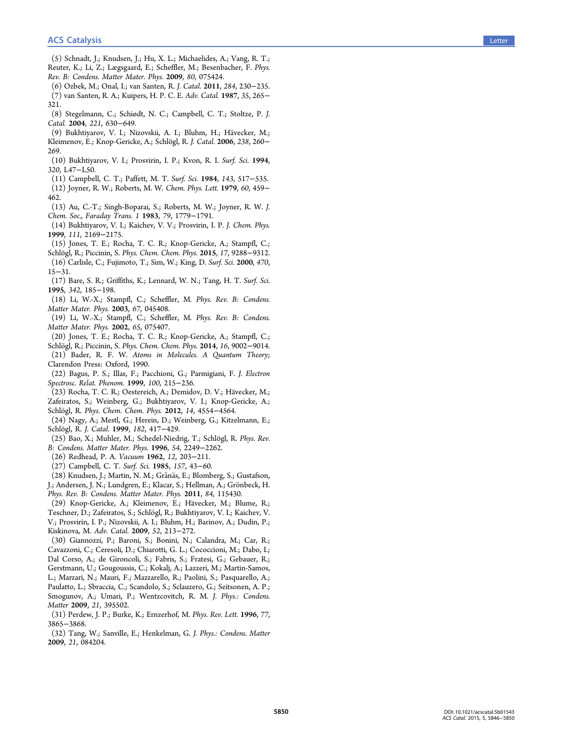(5) Schnadt, J.; Knudsen, J.; Hu, X. L.; Michaelides, A.; Vang, R. T.; Reuter, K.; Li, Z.; Lægsgaard, E.; Scheffler, M.; Besenbacher, F. *Phys. Rev. B: Condens. Matter Mater. Phys.* **2009**, *80*, 075424.

(6) Ozbek, M.; Onal, I.; van Santen, R. *J. Catal.* **2011**, *284*, 230−235.

(7) van Santen, R. A.; Kuipers, H. P. C. E. *Adv. Catal.* **1987**, *35*, 265−321.

(8) Stegelmann, C.; Schiødt, N. C.; Campbell, C. T.; Stoltze, P. *J. Catal.* **2004**, *221*, 630−649.

(9) Bukhtiyarov, V. I.; Nizovskii, A. I.; Bluhm, H.; Hävecker, M.; Kleimenov, E.; Knop-Gericke, A.; Schlögl, R. *J. Catal.* **2006**, *238*, 260−269.

(10) Bukhtiyarov, V. I.; Prosvirin, I. P.; Kvon, R. I. *Surf. Sci.* **1994**, *320*, L47−L50.

(11) Campbell, C. T.; Paffett, M. T. *Surf. Sci.* **1984**, *143*, 517−535.

(12) Joyner, R. W.; Roberts, M. W. *Chem. Phys. Lett.* **1979**, *60*, 459−462.

(13) Au, C.-T.; Singh-Boparai, S.; Roberts, M. W.; Joyner, R. W. *J. Chem. Soc., Faraday Trans. 1* **1983**, *79*, 1779−1791.

(14) Bukhtiyarov, V. I.; Kaichev, V. V.; Prosvirin, I. P. *J. Chem. Phys.* **1999**, *111*, 2169−2175.

(15) Jones, T. E.; Rocha, T. C. R.; Knop-Gericke, A.; Stampfl, C.; Schlögl, R.; Piccinin, S. *Phys. Chem. Chem. Phys.* **2015**, *17*, 9288−9312.

(16) Carlisle, C.; Fujimoto, T.; Sim, W.; King, D. *Surf. Sci.* **2000**, *470*, 15−31.

(17) Bare, S. R.; Griffiths, K.; Lennard, W. N.; Tang, H. T. *Surf. Sci.* **1995**, *342*, 185−198.

(18) Li, W.-X.; Stampfl, C.; Scheffler, M. *Phys. Rev. B: Condens. Matter Mater. Phys.* **2003**, *67*, 045408.

(19) Li, W.-X.; Stampfl, C.; Scheffler, M. *Phys. Rev. B: Condens. Matter Mater. Phys.* **2002**, *65*, 075407.

(20) Jones, T. E.; Rocha, T. C. R.; Knop-Gericke, A.; Stampfl, C.; Schlögl, R.; Piccinin, S. *Phys. Chem. Chem. Phys.* **2014**, *16*, 9002−9014.

(21) Bader, R. F. W. *Atoms in Molecules. A Quantum Theory*; Clarendon Press: Oxford, 1990.

(22) Bagus, P. S.; Illas, F.; Pacchioni, G.; Parmigiani, F. *J. Electron Spectrosc. Relat. Phenom.* **1999**, *100*, 215−236.

(23) Rocha, T. C. R.; Oestereich, A.; Demidov, D. V.; Hävecker, M.; Zafeiratos, S.; Weinberg, G.; Bukhtiyarov, V. I.; Knop-Gericke, A.; Schlögl, R. *Phys. Chem. Chem. Phys.* **2012**, *14*, 4554−4564.

(24) Nagy, A.; Mestl, G.; Herein, D.; Weinberg, G.; Kitzelmann, E.; Schlögl, R. *J. Catal.* **1999**, *182*, 417−429.

(25) Bao, X.; Muhler, M.; Schedel-Niedrig, T.; Schlögl, R. *Phys. Rev. B: Condens. Matter Mater. Phys.* **1996**, *54*, 2249−2262.

(26) Redhead, P. A. *Vacuum* **1962**, *12*, 203−211.

(27) Campbell, C. T. *Surf. Sci.* **1985**, *157*, 43−60.

(28) Knudsen, J.; Martin, N. M.; Grånäs, E.; Blomberg, S.; Gustafson, J.; Andersen, J. N.; Lundgren, E.; Klacar, S.; Hellman, A.; Grönbeck, H. *Phys. Rev. B: Condens. Matter Mater. Phys.* **2011**, *84*, 115430.

(29) Knop-Gericke, A.; Kleimenov, E.; Hävecker, M.; Blume, R.; Teschner, D.; Zafeiratos, S.; Schlögl, R.; Bukhtiyarov, V. I.; Kaichev, V. V.; Prosvirin, I. P.; Nizovskii, A. I.; Bluhm, H.; Barinov, A.; Dudin, P.; Kiskinova, M. *Adv. Catal.* **2009**, *52*, 213−272.

(30) Giannozzi, P.; Baroni, S.; Bonini, N.; Calandra, M.; Car, R.; Cavazzoni, C.; Ceresoli, D.; Chiarotti, G. L.; Cococcioni, M.; Dabo, I.; Dal Corso, A.; de Gironcoli, S.; Fabris, S.; Fratesi, G.; Gebauer, R.; Gerstmann, U.; Gougoussis, C.; Kokalj, A.; Lazzeri, M.; Martin-Samos, L.; Marzari, N.; Mauri, F.; Mazzarello, R.; Paolini, S.; Pasquarello, A.; Paulatto, L.; Sbraccia, C.; Scandolo, S.; Sclauzero, G.; Seitsonen, A. P.; Smogunov, A.; Umari, P.; Wentzcovitch, R. M. *J. Phys.: Condens. Matter* **2009**, *21*, 395502.

(31) Perdew, J. P.; Burke, K.; Ernzerhof, M. *Phys. Rev. Lett.* **1996**, *77*, 3865−3868.

(32) Tang, W.; Sanville, E.; Henkelman, G. *J. Phys.: Condens. Matter* **2009**, *21*, 084204.